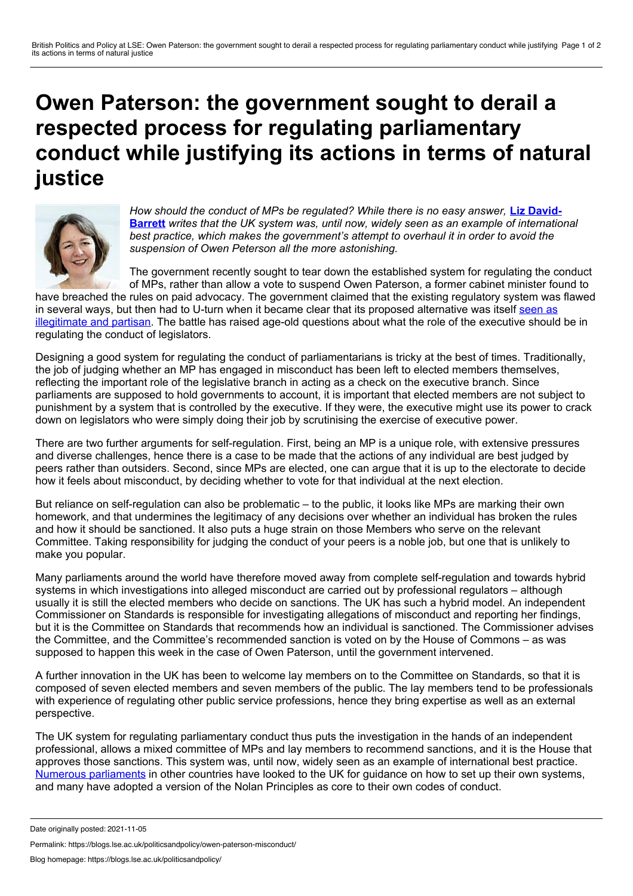# Owen Paterson: the government sought to derail a respected process for regulating parliamentary conduct while justifying its actions in terms of natural justice

*How should the conduct of MPs be regulated? While there is no easy answer,* **Liz David-Barrett** *writes that the UK system was, until now, widely seen as an example of international best practice, which makes the government's attempt to overhaul it in order to avoid the suspension of Owen Peterson all the more astonishing.*

The government recently sought to tear down the established system for regulating the conduct of MPs, rather than allow a vote to suspend Owen Paterson, a former cabinet minister found to have breached the rules on paid advocacy. The government claimed that the existing regulatory system was flawed in several ways, but then had to U-turn when it became clear that its proposed alternative was itself seen as illegitimate and partisan. The battle has raised age-old questions about what the role of the executive should be in regulating the conduct of legislators.

Designing a good system for regulating the conduct of parliamentarians is tricky at the best of times. Traditionally, the job of judging whether an MP has engaged in misconduct has been left to elected members themselves, reflecting the important role of the legislative branch in acting as a check on the executive branch. Since parliaments are supposed to hold governments to account, it is important that elected members are not subject to punishment by a system that is controlled by the executive. If they were, the executive might use its power to crack down on legislators who were simply doing their job by scrutinising the exercise of executive power.

There are two further arguments for self-regulation. First, being an MP is a unique role, with extensive pressures and diverse challenges, hence there is a case to be made that the actions of any individual are best judged by peers rather than outsiders. Second, since MPs are elected, one can argue that it is up to the electorate to decide how it feels about misconduct, by deciding whether to vote for that individual at the next election.

But reliance on self-regulation can also be problematic – to the public, it looks like MPs are marking their own homework, and that undermines the legitimacy of any decisions over whether an individual has broken the rules and how it should be sanctioned. It also puts a huge strain on those Members who serve on the relevant Committee. Taking responsibility for judging the conduct of your peers is a noble job, but one that is unlikely to make you popular.

Many parliaments around the world have therefore moved away from complete self-regulation and towards hybrid systems in which investigations into alleged misconduct are carried out by professional regulators – although usually it is still the elected members who decide on sanctions. The UK has such a hybrid model. An independent Commissioner on Standards is responsible for investigating allegations of misconduct and reporting her findings, but it is the Committee on Standards that recommends how an individual is sanctioned. The Commissioner advises the Committee, and the Committee's recommended sanction is voted on by the House of Commons – as was supposed to happen this week in the case of Owen Paterson, until the government intervened.

A further innovation in the UK has been to welcome lay members on to the Committee on Standards, so that it is composed of seven elected members and seven members of the public. The lay members tend to be professionals with experience of regulating other public service professions, hence they bring expertise as well as an external perspective.

The UK system for regulating parliamentary conduct thus puts the investigation in the hands of an independent professional, allows a mixed committee of MPs and lay members to recommend sanctions, and it is the House that approves those sanctions. This system was, until now, widely seen as an example of international best practice. Numerous parliaments in other countries have looked to the UK for guidance on how to set up their own systems, and many have adopted a version of the Nolan Principles as core to their own codes of conduct.

Date originally posted: 2021-11-05

Permalink: https://blogs.lse.ac.uk/politicsandpolicy/owen-paterson-misconduct/

Blog homepage: https://blogs.lse.ac.uk/politicsandpolicy/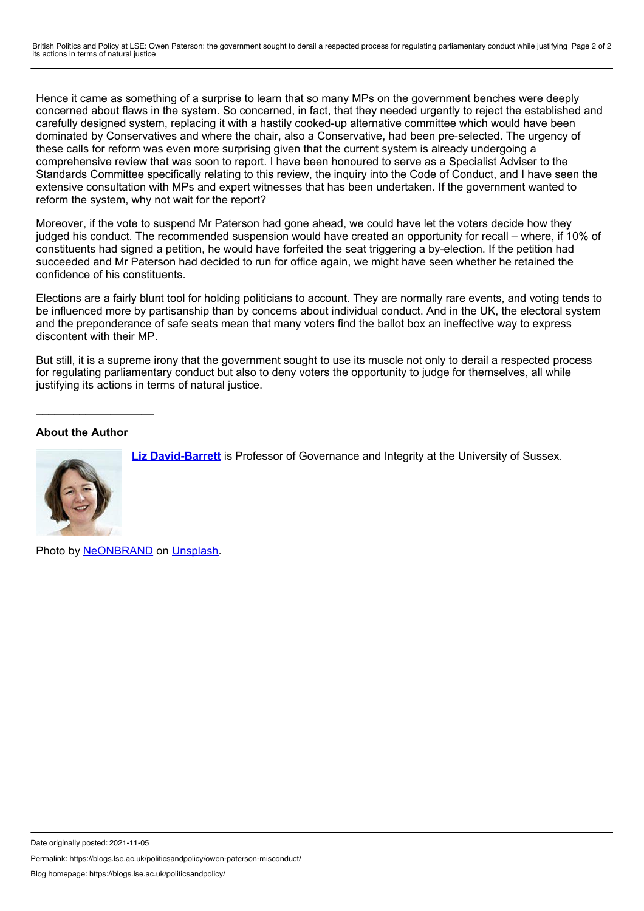Hence it came as something of a surprise to learn that so many MPs on the government benches were deeply concerned about flaws in the system. So concerned, in fact, that they needed urgently to reject the established and carefully designed system, replacing it with a hastily cooked-up alternative committee which would have been dominated by Conservatives and where the chair, also a Conservative, had been pre-selected. The urgency of these calls for reform was even more surprising given that the current system is already undergoing a comprehensive review that was soon to report. I have been honoured to serve as a Specialist Adviser to the Standards Committee specifically relating to this review, the inquiry into the Code of Conduct, and I have seen the extensive consultation with MPs and expert witnesses that has been undertaken. If the government wanted to reform the system, why not wait for the report?

Moreover, if the vote to suspend Mr Paterson had gone ahead, we could have let the voters decide how they judged his conduct. The recommended suspension would have created an opportunity for recall – where, if 10% of constituents had signed a petition, he would have forfeited the seat triggering a by-election. If the petition had succeeded and Mr Paterson had decided to run for office again, we might have seen whether he retained the confidence of his constituents.

Elections are a fairly blunt tool for holding politicians to account. They are normally rare events, and voting tends to be influenced more by partisanship than by concerns about individual conduct. And in the UK, the electoral system and the preponderance of safe seats mean that many voters find the ballot box an ineffective way to express discontent with their MP.

But still, it is a supreme irony that the government sought to use its muscle not only to derail a respected process for regulating parliamentary conduct but also to deny voters the opportunity to judge for themselves, all while justifying its actions in terms of natural justice.

---

**About the Author**

**Liz David-Barrett** is Professor of Governance and Integrity at the University of Sussex.

Photo by NeONBRAND on Unsplash.

Date originally posted: 2021-11-05

Permalink: https://blogs.lse.ac.uk/politicsandpolicy/owen-paterson-misconduct/

Blog homepage: https://blogs.lse.ac.uk/politicsandpolicy/